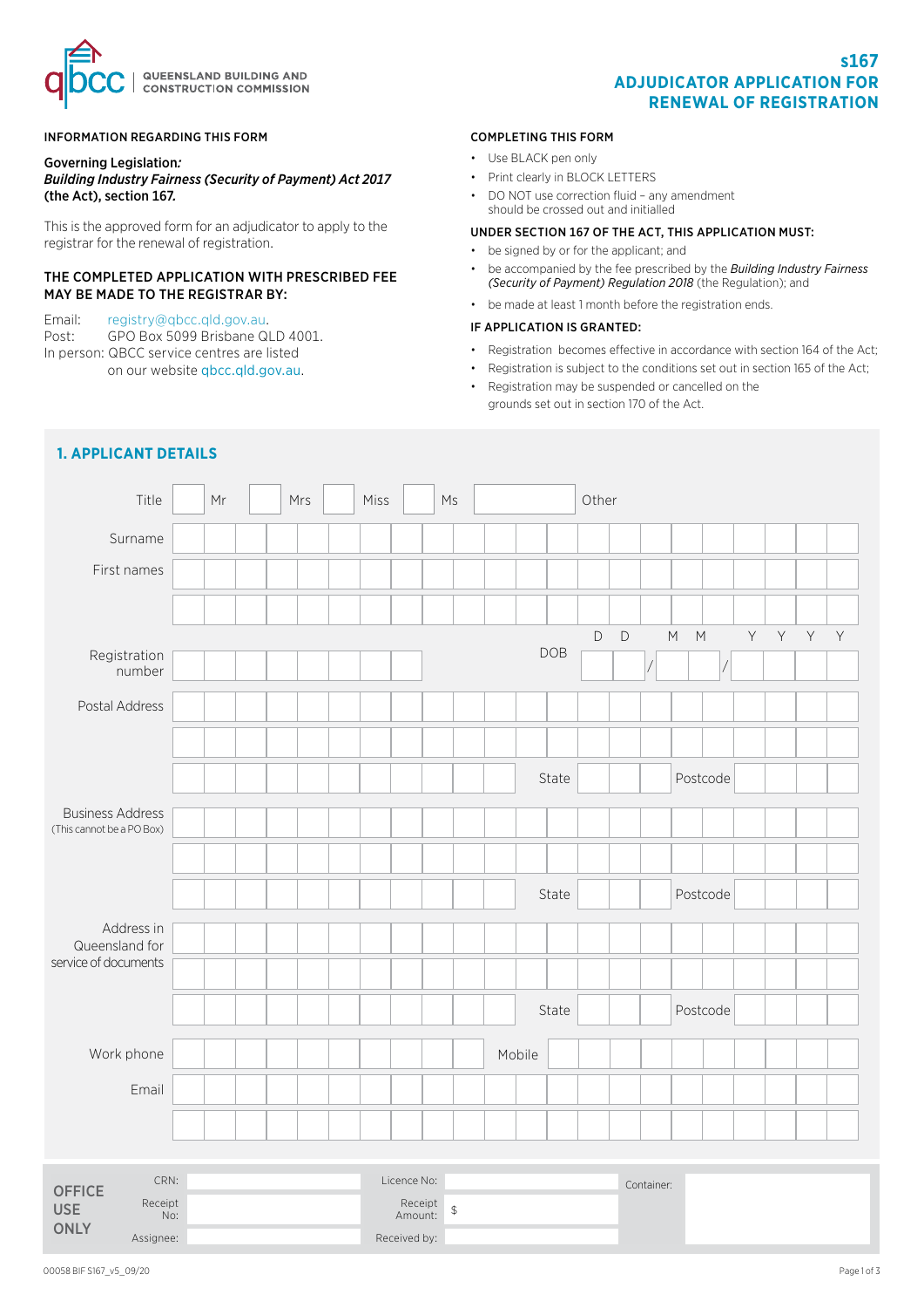QUEENSLAND BUILDING AND CONSTRUCTION COMMISSION

# s167 ADJUDICATOR APPLICATION FOR RENEWAL OF REGISTRATION

## INFORMATION REGARDING THIS FORM

**Governing Legislation:**
***Building Industry Fairness (Security of Payment) Act 2017* (the Act), section 167.**

This is the approved form for an adjudicator to apply to the registrar for the renewal of registration.

### THE COMPLETED APPLICATION WITH PRESCRIBED FEE MAY BE MADE TO THE REGISTRAR BY:

Email: registry@qbcc.qld.gov.au.
Post: GPO Box 5099 Brisbane QLD 4001.
In person: QBCC service centres are listed on our website qbcc.qld.gov.au.

## COMPLETING THIS FORM

- Use BLACK pen only
- Print clearly in BLOCK LETTERS
- DO NOT use correction fluid – any amendment should be crossed out and initialled

### UNDER SECTION 167 OF THE ACT, THIS APPLICATION MUST:

- be signed by or for the applicant; and
- be accompanied by the fee prescribed by the *Building Industry Fairness (Security of Payment) Regulation 2018* (the Regulation); and
- be made at least 1 month before the registration ends.

### IF APPLICATION IS GRANTED:

- Registration becomes effective in accordance with section 164 of the Act;
- Registration is subject to the conditions set out in section 165 of the Act;
- Registration may be suspended or cancelled on the grounds set out in section 170 of the Act.

## 1. APPLICANT DETAILS

Title: ☐ Mr ☐ Mrs ☐ Miss ☐ Ms ☐ Other

Surname

First names

Registration number

DOB (DD/MM/YYYY)

Postal Address

State / Postcode

Business Address (This cannot be a PO Box)

State / Postcode

Address in Queensland for service of documents

State / Postcode

Work phone

Mobile

Email

| OFFICE USE ONLY | | | | | |
|---|---|---|---|---|---|
| CRN: | | Licence No: | | Container: | |
| Receipt No: | | Receipt Amount: | $ | | |
| Assignee: | | Received by: | | | |

00058 BIF S167_v5_09/20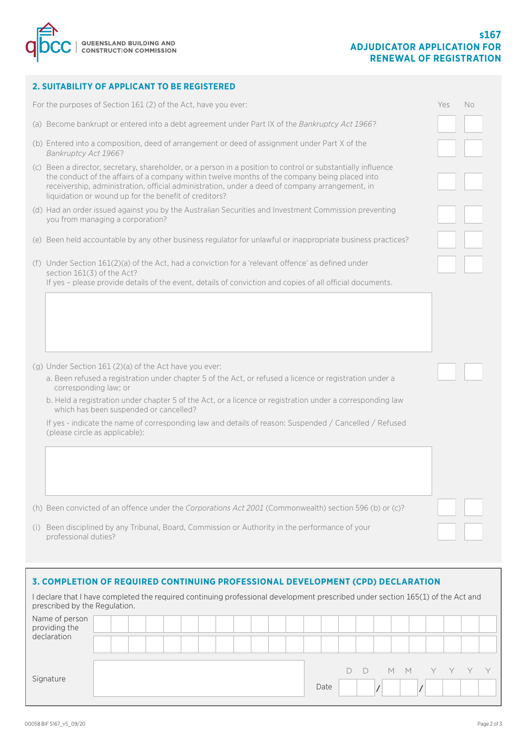## 2. SUITABILITY OF APPLICANT TO BE REGISTERED

| For the purposes of Section 161 (2) of the Act, have you ever: | Yes | No |
|---|---|---|
| (a) Become bankrupt or entered into a debt agreement under Part IX of the *Bankruptcy Act 1966*? | | |
| (b) Entered into a composition, deed of arrangement or deed of assignment under Part X of the *Bankruptcy Act 1966*? | | |
| (c) Been a director, secretary, shareholder, or a person in a position to control or substantially influence the conduct of the affairs of a company within twelve months of the company being placed into receivership, administration, official administration, under a deed of company arrangement, in liquidation or wound up for the benefit of creditors? | | |
| (d) Had an order issued against you by the Australian Securities and Investment Commission preventing you from managing a corporation? | | |
| (e) Been held accountable by any other business regulator for unlawful or inappropriate business practices? | | |
| (f) Under Section 161(2)(a) of the Act, had a conviction for a 'relevant offence' as defined under section 161(3) of the Act? If yes – please provide details of the event, details of conviction and copies of all official documents. | | |

(g) Under Section 161 (2)(a) of the Act have you ever:

a. Been refused a registration under chapter 5 of the Act, or refused a licence or registration under a corresponding law; or

b. Held a registration under chapter 5 of the Act, or a licence or registration under a corresponding law which has been suspended or cancelled?

If yes - indicate the name of corresponding law and details of reason: Suspended / Cancelled / Refused (please circle as applicable):

| | Yes | No |
|---|---|---|
| (h) Been convicted of an offence under the *Corporations Act 2001* (Commonwealth) section 596 (b) or (c)? | | |
| (i) Been disciplined by any Tribunal, Board, Commission or Authority in the performance of your professional duties? | | |

## 3. COMPLETION OF REQUIRED CONTINUING PROFESSIONAL DEVELOPMENT (CPD) DECLARATION

I declare that I have completed the required continuing professional development prescribed under section 165(1) of the Act and prescribed by the Regulation.

Name of person providing the declaration

Signature

Date D D / M M / Y Y Y Y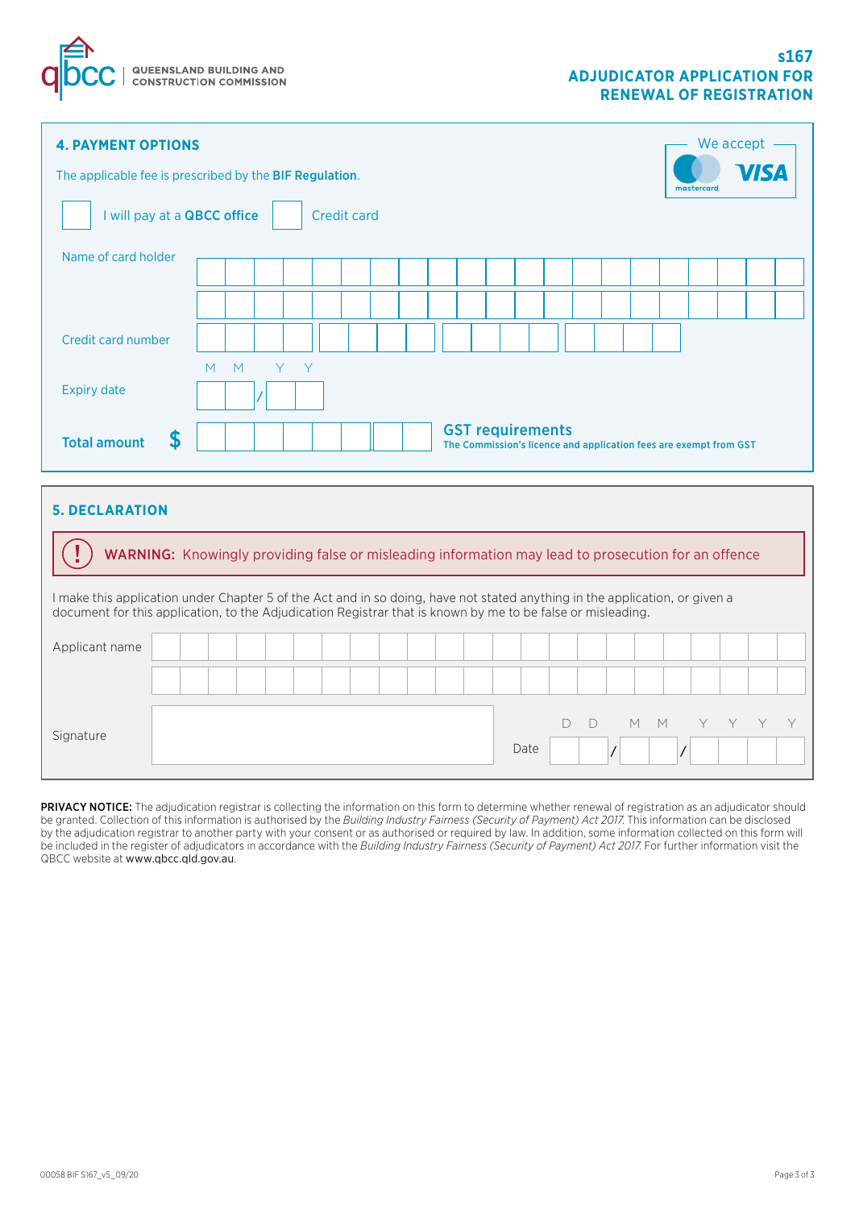**s167**
**ADJUDICATOR APPLICATION FOR RENEWAL OF REGISTRATION**

## 4. PAYMENT OPTIONS

We accept mastercard VISA

The applicable fee is prescribed by the **BIF Regulation**.

☐ I will pay at a **QBCC office** ☐ Credit card

Name of card holder

Credit card number

Expiry date (MM/YY)

**Total amount $**

**GST requirements**
**The Commission's licence and application fees are exempt from GST**

## 5. DECLARATION

**WARNING:** Knowingly providing false or misleading information may lead to prosecution for an offence

I make this application under Chapter 5 of the Act and in so doing, have not stated anything in the application, or given a document for this application, to the Adjudication Registrar that is known by me to be false or misleading.

Applicant name

Signature

Date (DD/MM/YYYY)

**PRIVACY NOTICE:** The adjudication registrar is collecting the information on this form to determine whether renewal of registration as an adjudicator should be granted. Collection of this information is authorised by the *Building Industry Fairness (Security of Payment) Act 2017.* This information can be disclosed by the adjudication registrar to another party with your consent or as authorised or required by law. In addition, some information collected on this form will be included in the register of adjudicators in accordance with the *Building Industry Fairness (Security of Payment) Act 2017.* For further information visit the QBCC website at www.qbcc.qld.gov.au.

00058 BIF S167_v5_09/20